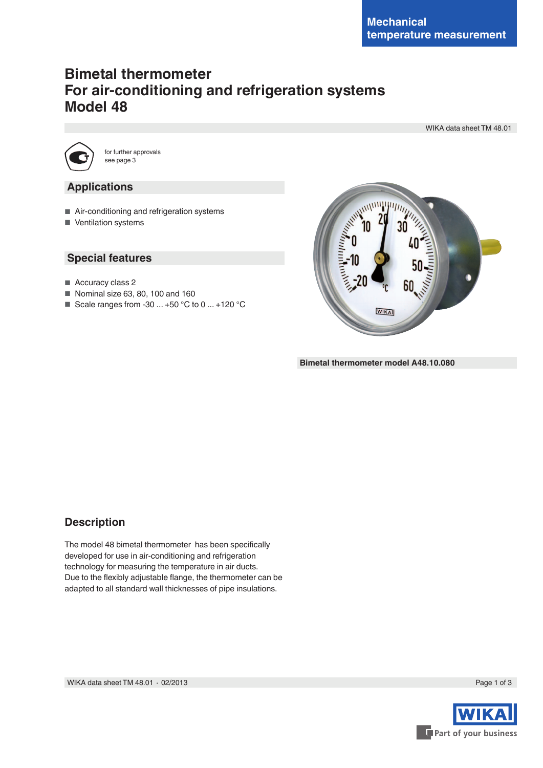Mechanical temperature measurement

# Bimetal thermometer
# For air-conditioning and refrigeration systems
# Model 48

WIKA data sheet TM 48.01

for further approvals see page 3

## Applications

- Air-conditioning and refrigeration systems
- Ventilation systems

## Special features

- Accuracy class 2
- Nominal size 63, 80, 100 and 160
- Scale ranges from -30 ... +50 °C to 0 ... +120 °C

**Bimetal thermometer model A48.10.080**

## Description

The model 48 bimetal thermometer has been specifically developed for use in air-conditioning and refrigeration technology for measuring the temperature in air ducts.
Due to the flexibly adjustable flange, the thermometer can be adapted to all standard wall thicknesses of pipe insulations.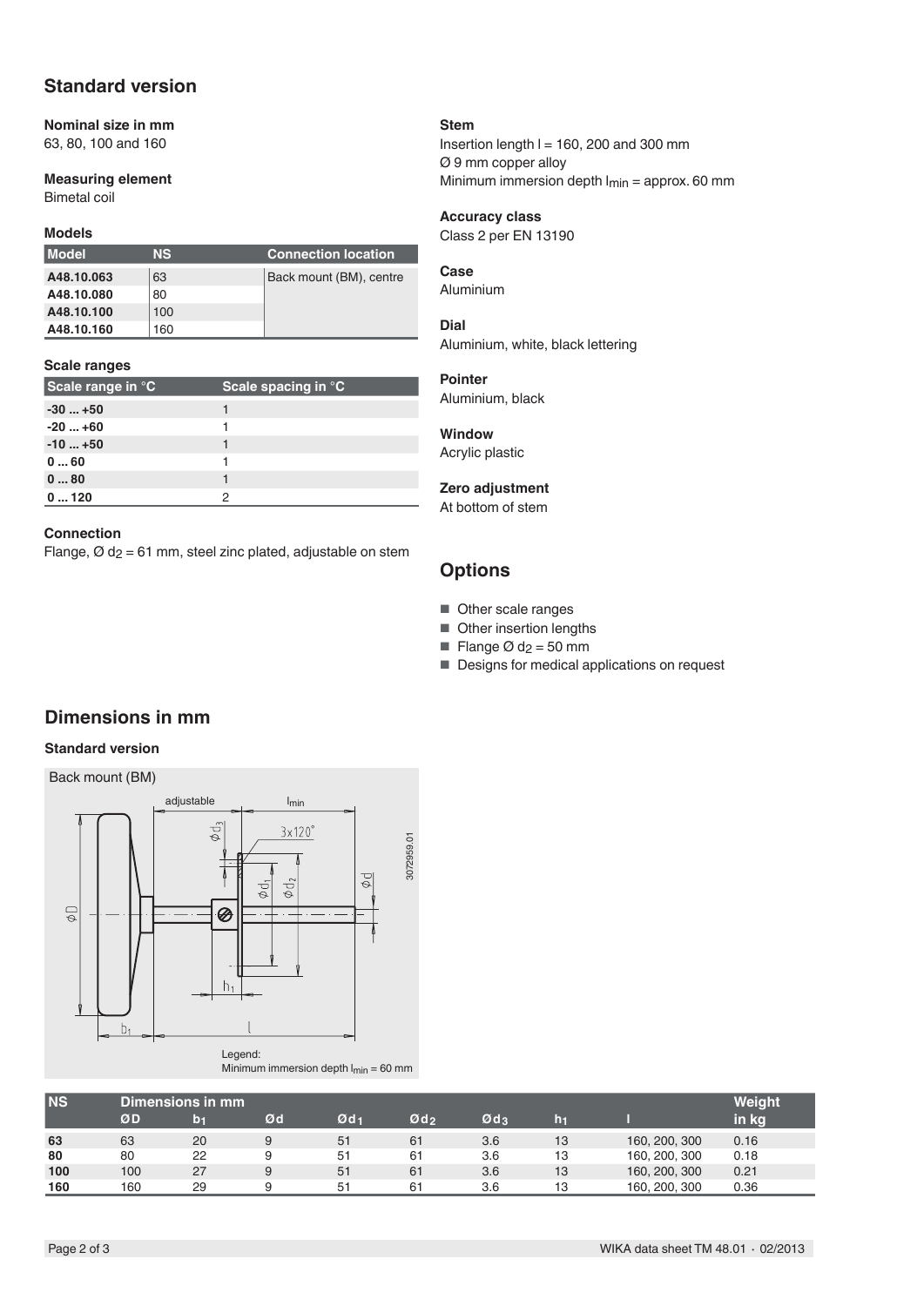## Standard version

**Nominal size in mm**
63, 80, 100 and 160

**Measuring element**
Bimetal coil

**Models**

| Model | NS | Connection location |
|---|---|---|
| **A48.10.063** | 63 | Back mount (BM), centre |
| **A48.10.080** | 80 | |
| **A48.10.100** | 100 | |
| **A48.10.160** | 160 | |

**Scale ranges**

| Scale range in °C | Scale spacing in °C |
|---|---|
| **-30 ... +50** | 1 |
| **-20 ... +60** | 1 |
| **-10 ... +50** | 1 |
| **0 ... 60** | 1 |
| **0 ... 80** | 1 |
| **0 ... 120** | 2 |

**Connection**
Flange, Ø $d_2$ = 61 mm, steel zinc plated, adjustable on stem

**Stem**
Insertion length l = 160, 200 and 300 mm
Ø 9 mm copper alloy
Minimum immersion depth $l_{min}$ = approx. 60 mm

**Accuracy class**
Class 2 per EN 13190

**Case**
Aluminium

**Dial**
Aluminium, white, black lettering

**Pointer**
Aluminium, black

**Window**
Acrylic plastic

**Zero adjustment**
At bottom of stem

## Options

- Other scale ranges
- Other insertion lengths
- Flange Ø $d_2$ = 50 mm
- Designs for medical applications on request

## Dimensions in mm

**Standard version**

Back mount (BM)

Legend:
Minimum immersion depth $l_{min}$ = 60 mm

| NS | Dimensions in mm | | | | | | | | Weight in kg |
|---|---|---|---|---|---|---|---|---|---|
| | ØD | $b_1$ | Ød | Ø$d_1$ | Ø$d_2$ | Ø$d_3$ | $h_1$ | l | |
| **63** | 63 | 20 | 9 | 51 | 61 | 3.6 | 13 | 160, 200, 300 | 0.16 |
| **80** | 80 | 22 | 9 | 51 | 61 | 3.6 | 13 | 160, 200, 300 | 0.18 |
| **100** | 100 | 27 | 9 | 51 | 61 | 3.6 | 13 | 160, 200, 300 | 0.21 |
| **160** | 160 | 29 | 9 | 51 | 61 | 3.6 | 13 | 160, 200, 300 | 0.36 |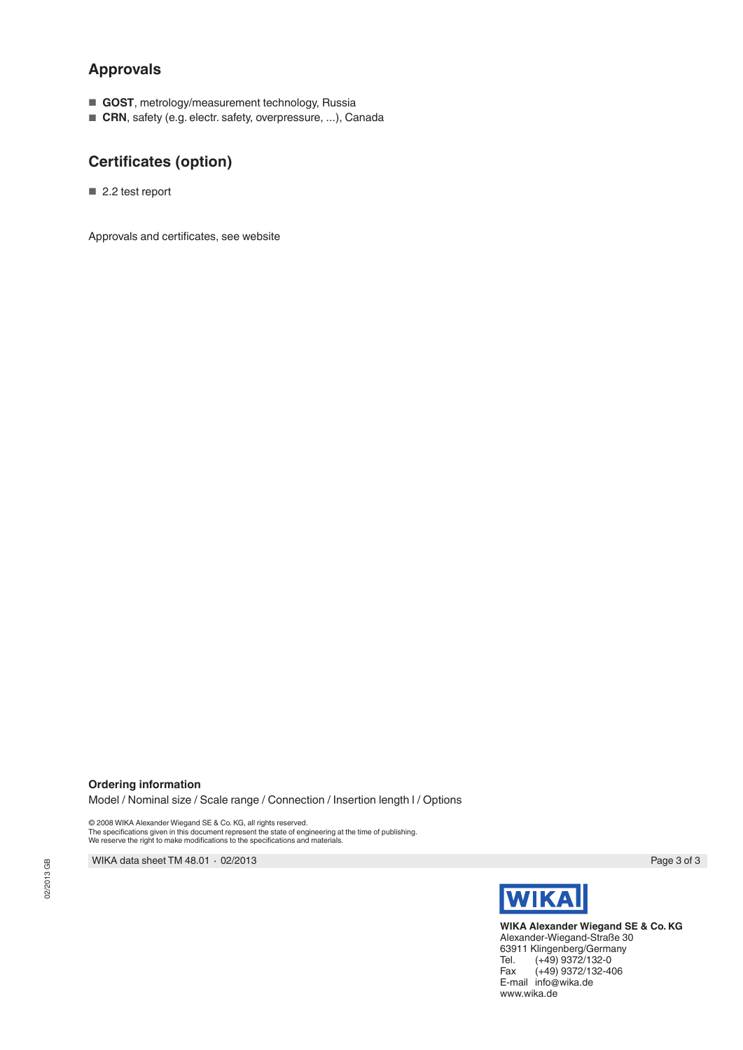## Approvals

- **GOST**, metrology/measurement technology, Russia
- **CRN**, safety (e.g. electr. safety, overpressure, ...), Canada

## Certificates (option)

- 2.2 test report

Approvals and certificates, see website

**Ordering information**

Model / Nominal size / Scale range / Connection / Insertion length l / Options

© 2008 WIKA Alexander Wiegand SE & Co. KG, all rights reserved.
The specifications given in this document represent the state of engineering at the time of publishing.
We reserve the right to make modifications to the specifications and materials.

**WIKA Alexander Wiegand SE & Co. KG**
Alexander-Wiegand-Straße 30
63911 Klingenberg/Germany
Tel. (+49) 9372/132-0
Fax (+49) 9372/132-406
E-mail info@wika.de
www.wika.de